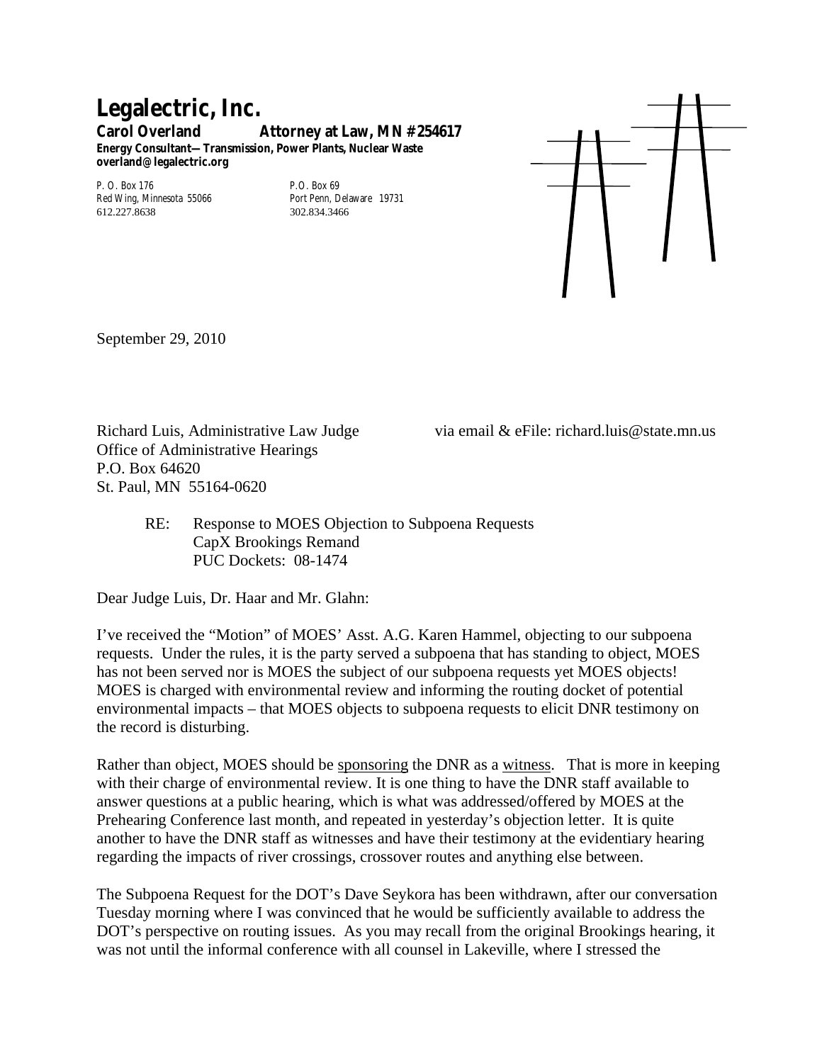# Legalectric, Inc.

**Carol Overland Attorney at Law, MN #254617**
**Energy Consultant—Transmission, Power Plants, Nuclear Waste**
**overland@legalectric.org**

P. O. Box 176
Red Wing, Minnesota 55066
612.227.8638

P.O. Box 69
Port Penn, Delaware 19731
302.834.3466

September 29, 2010

Richard Luis, Administrative Law Judge
Office of Administrative Hearings
P.O. Box 64620
St. Paul, MN 55164-0620

via email & eFile: richard.luis@state.mn.us

RE: Response to MOES Objection to Subpoena Requests
CapX Brookings Remand
PUC Dockets: 08-1474

Dear Judge Luis, Dr. Haar and Mr. Glahn:

I've received the "Motion" of MOES' Asst. A.G. Karen Hammel, objecting to our subpoena requests. Under the rules, it is the party served a subpoena that has standing to object, MOES has not been served nor is MOES the subject of our subpoena requests yet MOES objects! MOES is charged with environmental review and informing the routing docket of potential environmental impacts – that MOES objects to subpoena requests to elicit DNR testimony on the record is disturbing.

Rather than object, MOES should be <u>sponsoring</u> the DNR as a <u>witness</u>. That is more in keeping with their charge of environmental review. It is one thing to have the DNR staff available to answer questions at a public hearing, which is what was addressed/offered by MOES at the Prehearing Conference last month, and repeated in yesterday's objection letter. It is quite another to have the DNR staff as witnesses and have their testimony at the evidentiary hearing regarding the impacts of river crossings, crossover routes and anything else between.

The Subpoena Request for the DOT's Dave Seykora has been withdrawn, after our conversation Tuesday morning where I was convinced that he would be sufficiently available to address the DOT's perspective on routing issues. As you may recall from the original Brookings hearing, it was not until the informal conference with all counsel in Lakeville, where I stressed the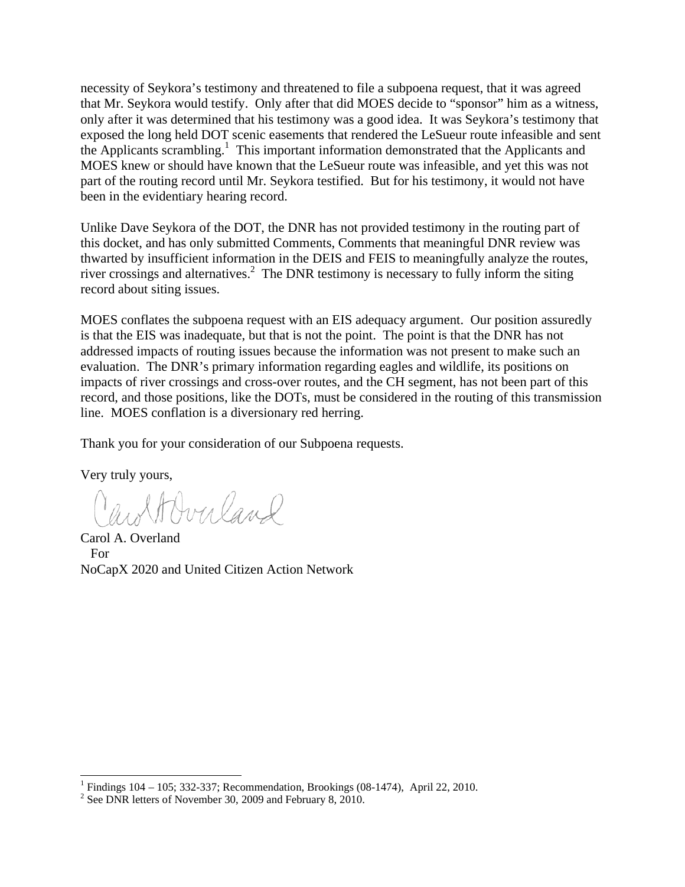necessity of Seykora's testimony and threatened to file a subpoena request, that it was agreed that Mr. Seykora would testify. Only after that did MOES decide to "sponsor" him as a witness, only after it was determined that his testimony was a good idea. It was Seykora's testimony that exposed the long held DOT scenic easements that rendered the LeSueur route infeasible and sent the Applicants scrambling.[1] This important information demonstrated that the Applicants and MOES knew or should have known that the LeSueur route was infeasible, and yet this was not part of the routing record until Mr. Seykora testified. But for his testimony, it would not have been in the evidentiary hearing record.

Unlike Dave Seykora of the DOT, the DNR has not provided testimony in the routing part of this docket, and has only submitted Comments, Comments that meaningful DNR review was thwarted by insufficient information in the DEIS and FEIS to meaningfully analyze the routes, river crossings and alternatives.[2] The DNR testimony is necessary to fully inform the siting record about siting issues.

MOES conflates the subpoena request with an EIS adequacy argument. Our position assuredly is that the EIS was inadequate, but that is not the point. The point is that the DNR has not addressed impacts of routing issues because the information was not present to make such an evaluation. The DNR's primary information regarding eagles and wildlife, its positions on impacts of river crossings and cross-over routes, and the CH segment, has not been part of this record, and those positions, like the DOTs, must be considered in the routing of this transmission line. MOES conflation is a diversionary red herring.

Thank you for your consideration of our Subpoena requests.

Very truly yours,

Carol A. Overland
For
NoCapX 2020 and United Citizen Action Network

---

[1] Findings 104 – 105; 332-337; Recommendation, Brookings (08-1474), April 22, 2010.

[2] See DNR letters of November 30, 2009 and February 8, 2010.